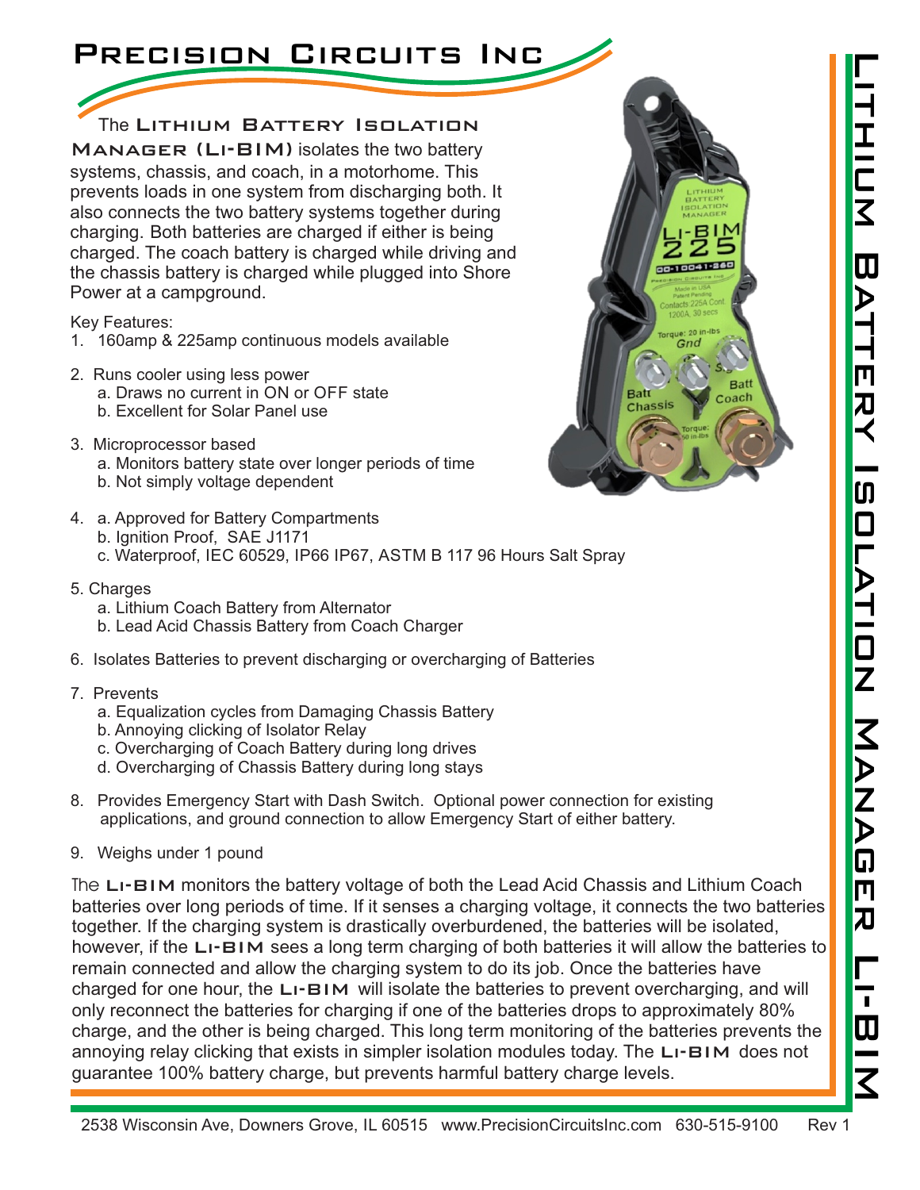# Precision Circuits Inc

# Lithium Battery Isolation Manager Li-BIM

The **Lithium Battery Isolation Manager (Li-BIM)** isolates the two battery systems, chassis, and coach, in a motorhome. This prevents loads in one system from discharging both. It also connects the two battery systems together during charging. Both batteries are charged if either is being charged. The coach battery is charged while driving and the chassis battery is charged while plugged into Shore Power at a campground.

Key Features:

1. 160amp & 225amp continuous models available
2. Runs cooler using less power
   a. Draws no current in ON or OFF state
   b. Excellent for Solar Panel use
3. Microprocessor based
   a. Monitors battery state over longer periods of time
   b. Not simply voltage dependent
4. a. Approved for Battery Compartments
   b. Ignition Proof, SAE J1171
   c. Waterproof, IEC 60529, IP66 IP67, ASTM B 117 96 Hours Salt Spray
5. Charges
   a. Lithium Coach Battery from Alternator
   b. Lead Acid Chassis Battery from Coach Charger
6. Isolates Batteries to prevent discharging or overcharging of Batteries
7. Prevents
   a. Equalization cycles from Damaging Chassis Battery
   b. Annoying clicking of Isolator Relay
   c. Overcharging of Coach Battery during long drives
   d. Overcharging of Chassis Battery during long stays
8. Provides Emergency Start with Dash Switch. Optional power connection for existing applications, and ground connection to allow Emergency Start of either battery.
9. Weighs under 1 pound

The **Li-BIM** monitors the battery voltage of both the Lead Acid Chassis and Lithium Coach batteries over long periods of time. If it senses a charging voltage, it connects the two batteries together. If the charging system is drastically overburdened, the batteries will be isolated, however, if the **Li-BIM** sees a long term charging of both batteries it will allow the batteries to remain connected and allow the charging system to do its job. Once the batteries have charged for one hour, the **Li-BIM** will isolate the batteries to prevent overcharging, and will only reconnect the batteries for charging if one of the batteries drops to approximately 80% charge, and the other is being charged. This long term monitoring of the batteries prevents the annoying relay clicking that exists in simpler isolation modules today. The **Li-BIM** does not guarantee 100% battery charge, but prevents harmful battery charge levels.

2538 Wisconsin Ave, Downers Grove, IL 60515 www.PrecisionCircuitsInc.com 630-515-9100 Rev 1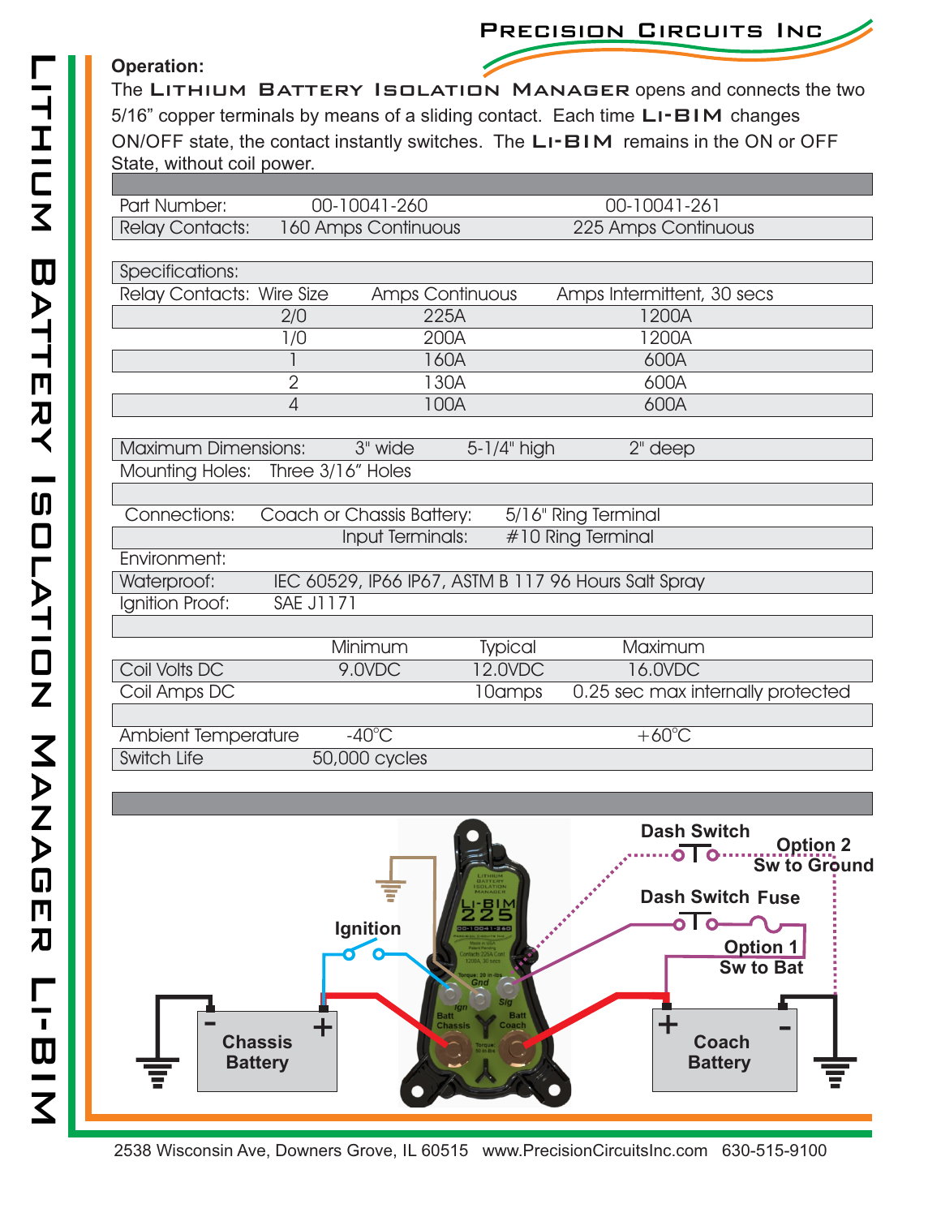**Operation:**

The LITHIUM BATTERY ISOLATION MANAGER opens and connects the two 5/16" copper terminals by means of a sliding contact. Each time LI-BIM changes ON/OFF state, the contact instantly switches. The LI-BIM remains in the ON or OFF State, without coil power.

| | | |
|---|---|---|
| Part Number: | 00-10041-260 | 00-10041-261 |
| Relay Contacts: | 160 Amps Continuous | 225 Amps Continuous |

| Specifications: | | |
|---|---|---|
| Relay Contacts: Wire Size | Amps Continuous | Amps Intermittent, 30 secs |
| 2/0 | 225A | 1200A |
| 1/0 | 200A | 1200A |
| 1 | 160A | 600A |
| 2 | 130A | 600A |
| 4 | 100A | 600A |

| | | | |
|---|---|---|---|
| Maximum Dimensions: | 3" wide | 5-1/4" high | 2" deep |
| Mounting Holes: | Three 3/16" Holes | | |

| | | |
|---|---|---|
| Connections: | Coach or Chassis Battery: | 5/16" Ring Terminal |
| | Input Terminals: | #10 Ring Terminal |
| Environment: | | |
| Waterproof: | IEC 60529, IP66 IP67, ASTM B 117 96 Hours Salt Spray | |
| Ignition Proof: | SAE J1171 | |

| | Minimum | Typical | Maximum |
|---|---|---|---|
| Coil Volts DC | 9.0VDC | 12.0VDC | 16.0VDC |
| Coil Amps DC | | 10amps | 0.25 sec max internally protected |

| | | |
|---|---|---|
| Ambient Temperature | -40°C | +60°C |
| Switch Life | 50,000 cycles | |

Dash Switch

Option 2
Sw to Ground

Dash Switch Fuse

Ignition

Option 1
Sw to Bat

Chassis Battery

Coach Battery

Ign

Gnd

Sig

Batt Chassis

Batt Coach

2538 Wisconsin Ave, Downers Grove, IL 60515 www.PrecisionCircuitsInc.com 630-515-9100